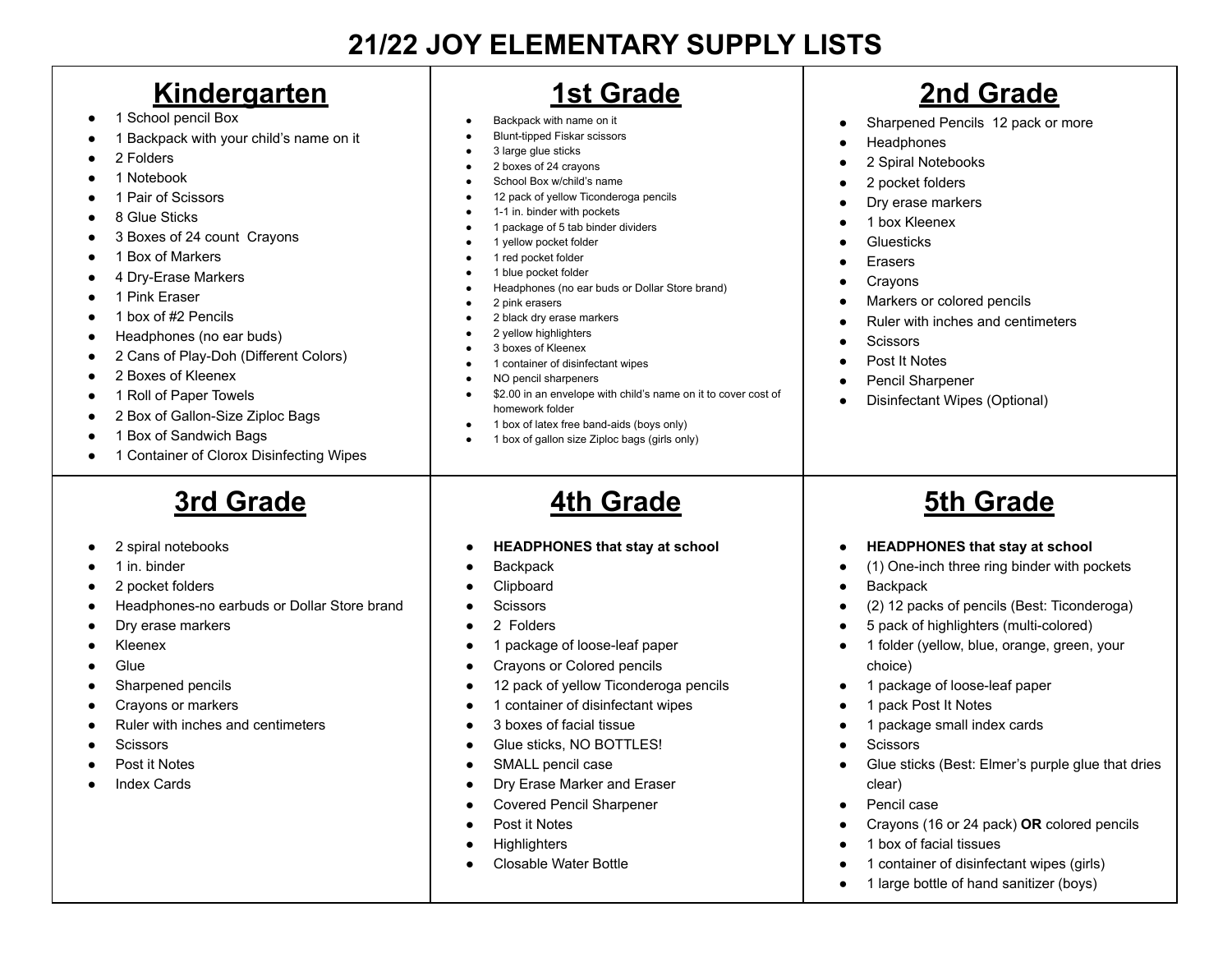# 21/22 JOY ELEMENTARY SUPPLY LISTS

## Kindergarten

- 1 School pencil Box
- 1 Backpack with your child's name on it
- 2 Folders
- 1 Notebook
- 1 Pair of Scissors
- 8 Glue Sticks
- 3 Boxes of 24 count Crayons
- 1 Box of Markers
- 4 Dry-Erase Markers
- 1 Pink Eraser
- 1 box of #2 Pencils
- Headphones (no ear buds)
- 2 Cans of Play-Doh (Different Colors)
- 2 Boxes of Kleenex
- 1 Roll of Paper Towels
- 2 Box of Gallon-Size Ziploc Bags
- 1 Box of Sandwich Bags
- 1 Container of Clorox Disinfecting Wipes

## 1st Grade

- Backpack with name on it
- Blunt-tipped Fiskar scissors
- 3 large glue sticks
- 2 boxes of 24 crayons
- School Box w/child's name
- 12 pack of yellow Ticonderoga pencils
- 1-1 in. binder with pockets
- 1 package of 5 tab binder dividers
- 1 yellow pocket folder
- 1 red pocket folder
- 1 blue pocket folder
- Headphones (no ear buds or Dollar Store brand)
- 2 pink erasers
- 2 black dry erase markers
- 2 yellow highlighters
- 3 boxes of Kleenex
- 1 container of disinfectant wipes
- NO pencil sharpeners
- $2.00 in an envelope with child's name on it to cover cost of homework folder
- 1 box of latex free band-aids (boys only)
- 1 box of gallon size Ziploc bags (girls only)

## 2nd Grade

- Sharpened Pencils 12 pack or more
- Headphones
- 2 Spiral Notebooks
- 2 pocket folders
- Dry erase markers
- 1 box Kleenex
- Gluesticks
- Erasers
- Crayons
- Markers or colored pencils
- Ruler with inches and centimeters
- Scissors
- Post It Notes
- Pencil Sharpener
- Disinfectant Wipes (Optional)

## 3rd Grade

- 2 spiral notebooks
- 1 in. binder
- 2 pocket folders
- Headphones-no earbuds or Dollar Store brand
- Dry erase markers
- Kleenex
- Glue
- Sharpened pencils
- Crayons or markers
- Ruler with inches and centimeters
- Scissors
- Post it Notes
- Index Cards

## 4th Grade

- **HEADPHONES that stay at school**
- Backpack
- Clipboard
- Scissors
- 2 Folders
- 1 package of loose-leaf paper
- Crayons or Colored pencils
- 12 pack of yellow Ticonderoga pencils
- 1 container of disinfectant wipes
- 3 boxes of facial tissue
- Glue sticks, NO BOTTLES!
- SMALL pencil case
- Dry Erase Marker and Eraser
- Covered Pencil Sharpener
- Post it Notes
- Highlighters
- Closable Water Bottle

## 5th Grade

- **HEADPHONES that stay at school**
- (1) One-inch three ring binder with pockets
- Backpack
- (2) 12 packs of pencils (Best: Ticonderoga)
- 5 pack of highlighters (multi-colored)
- 1 folder (yellow, blue, orange, green, your choice)
- 1 package of loose-leaf paper
- 1 pack Post It Notes
- 1 package small index cards
- Scissors
- Glue sticks (Best: Elmer's purple glue that dries clear)
- Pencil case
- Crayons (16 or 24 pack) **OR** colored pencils
- 1 box of facial tissues
- 1 container of disinfectant wipes (girls)
- 1 large bottle of hand sanitizer (boys)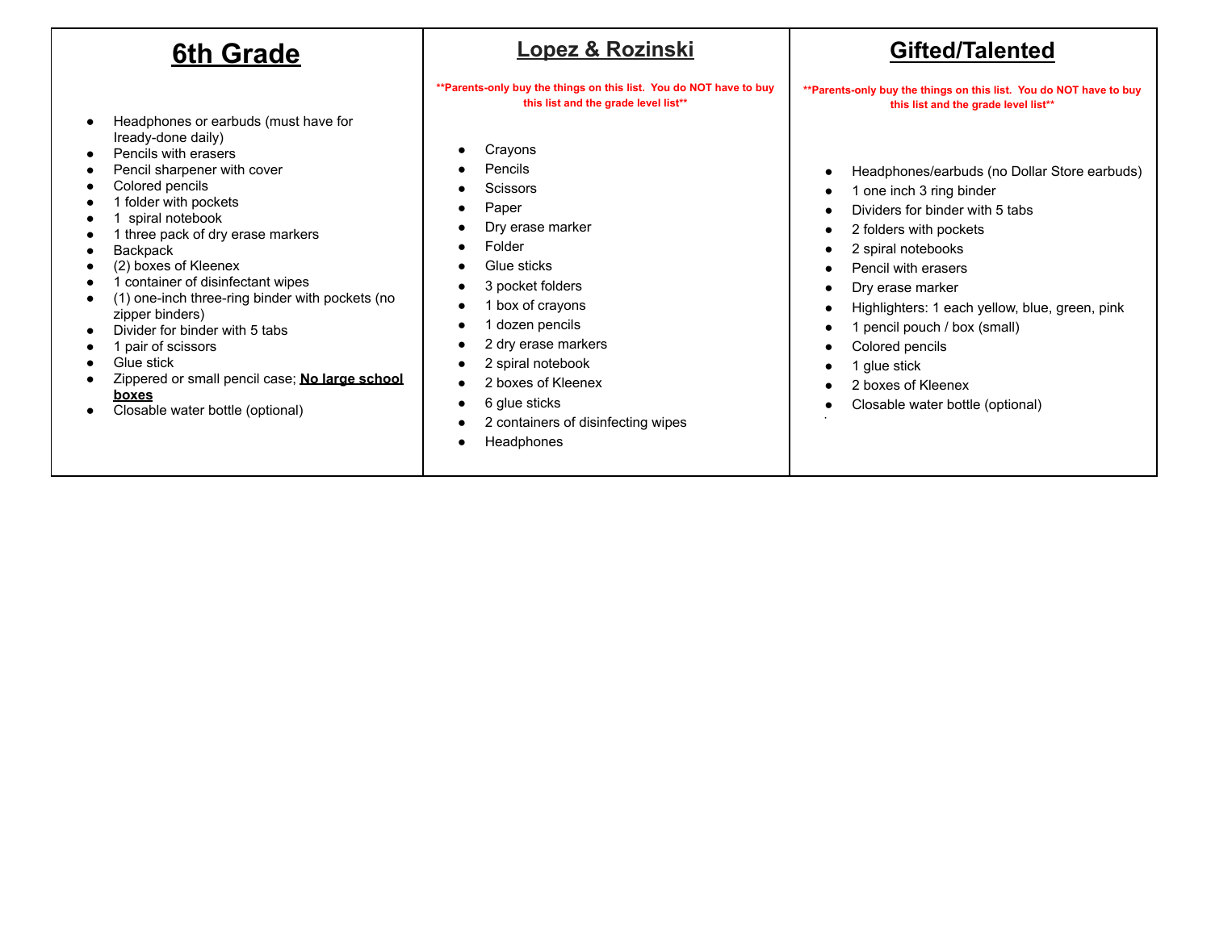## 6th Grade

- Headphones or earbuds (must have for Iready-done daily)
- Pencils with erasers
- Pencil sharpener with cover
- Colored pencils
- 1 folder with pockets
- 1 spiral notebook
- 1 three pack of dry erase markers
- Backpack
- (2) boxes of Kleenex
- 1 container of disinfectant wipes
- (1) one-inch three-ring binder with pockets (no zipper binders)
- Divider for binder with 5 tabs
- 1 pair of scissors
- Glue stick
- Zippered or small pencil case; **No large school boxes**
- Closable water bottle (optional)

## Lopez & Rozinski

****Parents-only buy the things on this list. You do NOT have to buy this list and the grade level list****

- Crayons
- Pencils
- Scissors
- Paper
- Dry erase marker
- Folder
- Glue sticks
- 3 pocket folders
- 1 box of crayons
- 1 dozen pencils
- 2 dry erase markers
- 2 spiral notebook
- 2 boxes of Kleenex
- 6 glue sticks
- 2 containers of disinfecting wipes
- Headphones

## Gifted/Talented

****Parents-only buy the things on this list. You do NOT have to buy this list and the grade level list****

- Headphones/earbuds (no Dollar Store earbuds)
- 1 one inch 3 ring binder
- Dividers for binder with 5 tabs
- 2 folders with pockets
- 2 spiral notebooks
- Pencil with erasers
- Dry erase marker
- Highlighters: 1 each yellow, blue, green, pink
- 1 pencil pouch / box (small)
- Colored pencils
- 1 glue stick
- 2 boxes of Kleenex
- Closable water bottle (optional)